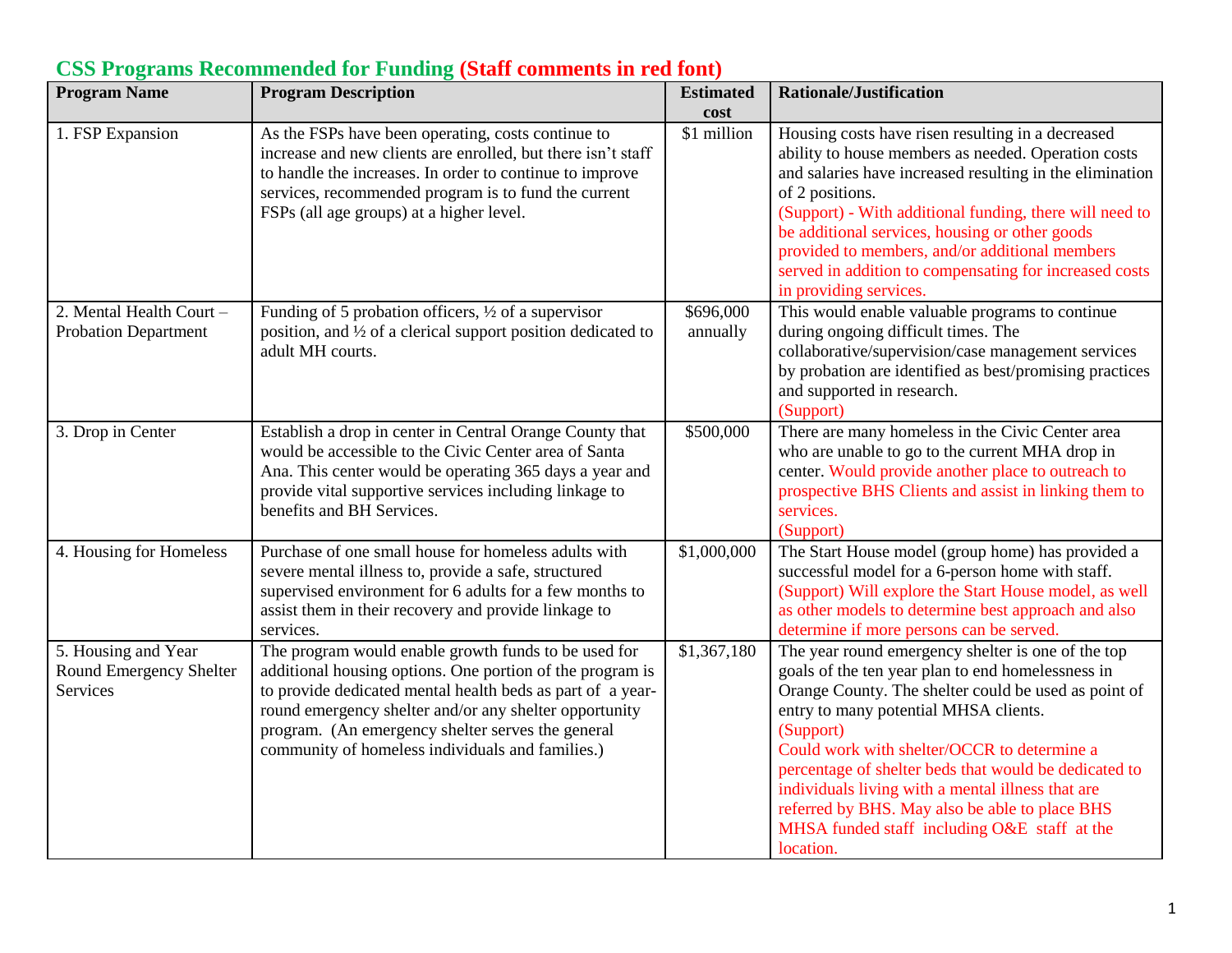## CSS Programs Recommended for Funding (Staff comments in red font)

| Program Name | Program Description | Estimated cost | Rationale/Justification |
|---|---|---|---|
| 1. FSP Expansion | As the FSPs have been operating, costs continue to increase and new clients are enrolled, but there isn't staff to handle the increases. In order to continue to improve services, recommended program is to fund the current FSPs (all age groups) at a higher level. | $1 million | Housing costs have risen resulting in a decreased ability to house members as needed. Operation costs and salaries have increased resulting in the elimination of 2 positions. (Support) - With additional funding, there will need to be additional services, housing or other goods provided to members, and/or additional members served in addition to compensating for increased costs in providing services. |
| 2. Mental Health Court – Probation Department | Funding of 5 probation officers, ½ of a supervisor position, and ½ of a clerical support position dedicated to adult MH courts. | $696,000 annually | This would enable valuable programs to continue during ongoing difficult times. The collaborative/supervision/case management services by probation are identified as best/promising practices and supported in research. (Support) |
| 3. Drop in Center | Establish a drop in center in Central Orange County that would be accessible to the Civic Center area of Santa Ana. This center would be operating 365 days a year and provide vital supportive services including linkage to benefits and BH Services. | $500,000 | There are many homeless in the Civic Center area who are unable to go to the current MHA drop in center. Would provide another place to outreach to prospective BHS Clients and assist in linking them to services. (Support) |
| 4. Housing for Homeless | Purchase of one small house for homeless adults with severe mental illness to, provide a safe, structured supervised environment for 6 adults for a few months to assist them in their recovery and provide linkage to services. | $1,000,000 | The Start House model (group home) has provided a successful model for a 6-person home with staff. (Support) Will explore the Start House model, as well as other models to determine best approach and also determine if more persons can be served. |
| 5. Housing and Year Round Emergency Shelter Services | The program would enable growth funds to be used for additional housing options. One portion of the program is to provide dedicated mental health beds as part of a year-round emergency shelter and/or any shelter opportunity program. (An emergency shelter serves the general community of homeless individuals and families.) | $1,367,180 | The year round emergency shelter is one of the top goals of the ten year plan to end homelessness in Orange County. The shelter could be used as point of entry to many potential MHSA clients. (Support) Could work with shelter/OCCR to determine a percentage of shelter beds that would be dedicated to individuals living with a mental illness that are referred by BHS. May also be able to place BHS MHSA funded staff including O&E staff at the location. |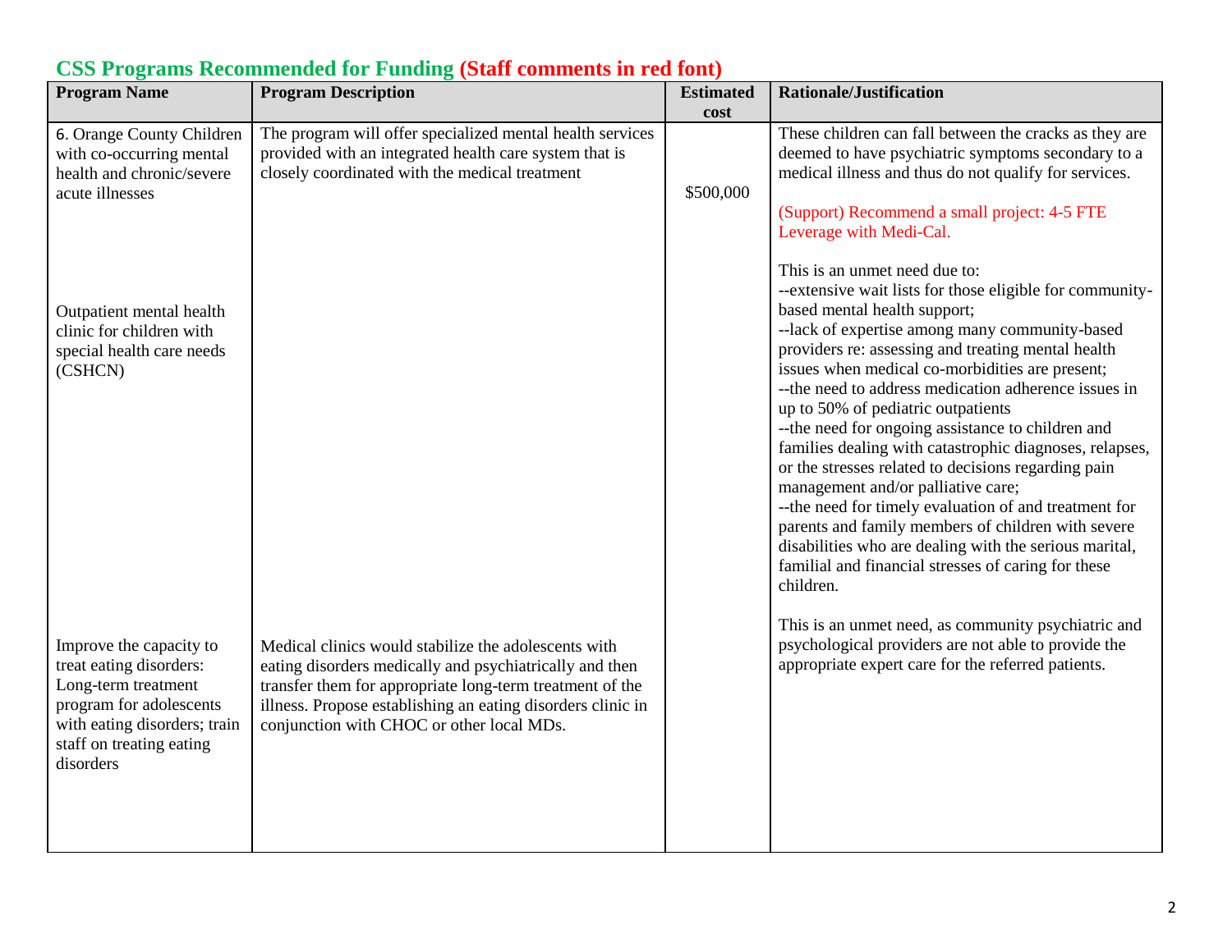## CSS Programs Recommended for Funding (Staff comments in red font)

| Program Name | Program Description | Estimated cost | Rationale/Justification |
|---|---|---|---|
| 6. Orange County Children with co-occurring mental health and chronic/severe acute illnesses | The program will offer specialized mental health services provided with an integrated health care system that is closely coordinated with the medical treatment | $500,000 | These children can fall between the cracks as they are deemed to have psychiatric symptoms secondary to a medical illness and thus do not qualify for services.<br><br>(Support) Recommend a small project: 4-5 FTE Leverage with Medi-Cal. |
| Outpatient mental health clinic for children with special health care needs (CSHCN) | | | This is an unmet need due to:<br>--extensive wait lists for those eligible for community-based mental health support;<br>--lack of expertise among many community-based providers re: assessing and treating mental health issues when medical co-morbidities are present;<br>--the need to address medication adherence issues in up to 50% of pediatric outpatients<br>--the need for ongoing assistance to children and families dealing with catastrophic diagnoses, relapses, or the stresses related to decisions regarding pain management and/or palliative care;<br>--the need for timely evaluation of and treatment for parents and family members of children with severe disabilities who are dealing with the serious marital, familial and financial stresses of caring for these children. |
| Improve the capacity to treat eating disorders: Long-term treatment program for adolescents with eating disorders; train staff on treating eating disorders | Medical clinics would stabilize the adolescents with eating disorders medically and psychiatrically and then transfer them for appropriate long-term treatment of the illness. Propose establishing an eating disorders clinic in conjunction with CHOC or other local MDs. | | This is an unmet need, as community psychiatric and psychological providers are not able to provide the appropriate expert care for the referred patients. |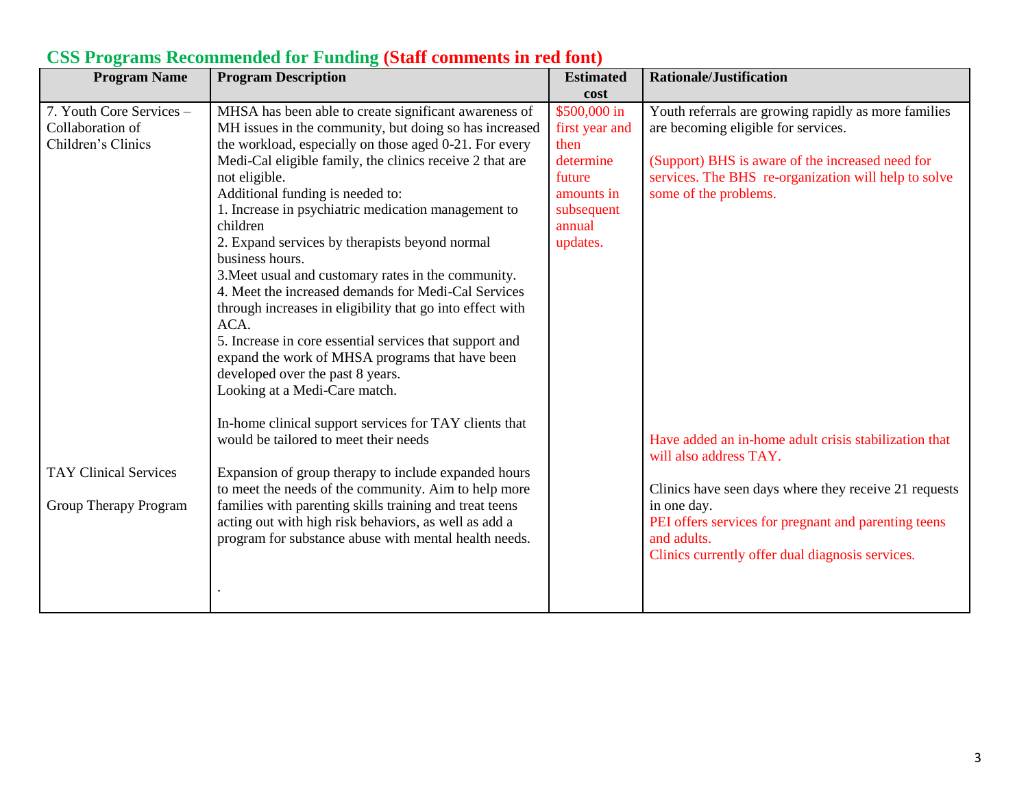## CSS Programs Recommended for Funding (Staff comments in red font)

| Program Name | Program Description | Estimated cost | Rationale/Justification |
|---|---|---|---|
| 7. Youth Core Services – Collaboration of Children's Clinics | MHSA has been able to create significant awareness of MH issues in the community, but doing so has increased the workload, especially on those aged 0-21. For every Medi-Cal eligible family, the clinics receive 2 that are not eligible.<br>Additional funding is needed to:<br>1. Increase in psychiatric medication management to children<br>2. Expand services by therapists beyond normal business hours.<br>3.Meet usual and customary rates in the community.<br>4. Meet the increased demands for Medi-Cal Services through increases in eligibility that go into effect with ACA.<br>5. Increase in core essential services that support and expand the work of MHSA programs that have been developed over the past 8 years.<br>Looking at a Medi-Care match. | $500,000 in first year and then determine future amounts in subsequent annual updates. | Youth referrals are growing rapidly as more families are becoming eligible for services.<br><br>(Support) BHS is aware of the increased need for services. The BHS re-organization will help to solve some of the problems. |
| TAY Clinical Services | In-home clinical support services for TAY clients that would be tailored to meet their needs | | Have added an in-home adult crisis stabilization that will also address TAY. |
| Group Therapy Program | Expansion of group therapy to include expanded hours to meet the needs of the community. Aim to help more families with parenting skills training and treat teens acting out with high risk behaviors, as well as add a program for substance abuse with mental health needs.<br><br>. | | Clinics have seen days where they receive 21 requests in one day.<br>PEI offers services for pregnant and parenting teens and adults.<br>Clinics currently offer dual diagnosis services. |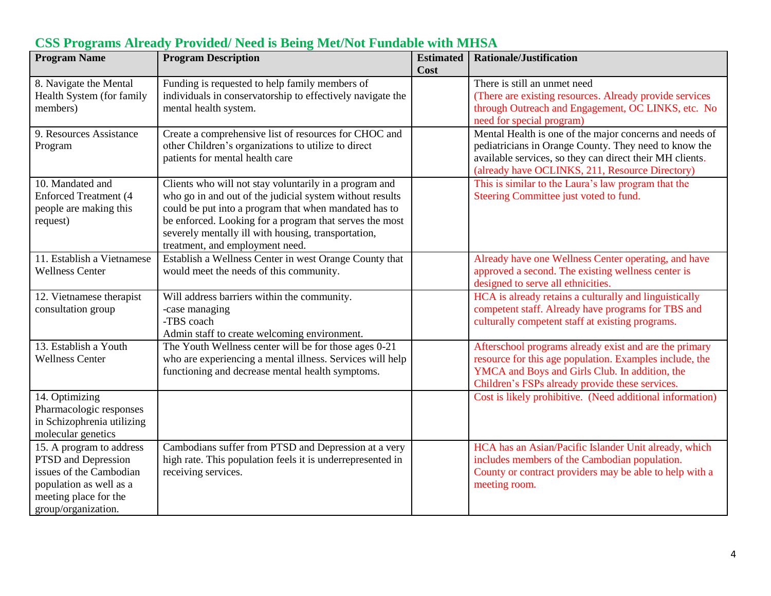## CSS Programs Already Provided/ Need is Being Met/Not Fundable with MHSA

| Program Name | Program Description | Estimated Cost | Rationale/Justification |
|---|---|---|---|
| 8. Navigate the Mental Health System (for family members) | Funding is requested to help family members of individuals in conservatorship to effectively navigate the mental health system. | | There is still an unmet need (There are existing resources. Already provide services through Outreach and Engagement, OC LINKS, etc. No need for special program) |
| 9. Resources Assistance Program | Create a comprehensive list of resources for CHOC and other Children's organizations to utilize to direct patients for mental health care | | Mental Health is one of the major concerns and needs of pediatricians in Orange County. They need to know the available services, so they can direct their MH clients. (already have OCLINKS, 211, Resource Directory) |
| 10. Mandated and Enforced Treatment (4 people are making this request) | Clients who will not stay voluntarily in a program and who go in and out of the judicial system without results could be put into a program that when mandated has to be enforced. Looking for a program that serves the most severely mentally ill with housing, transportation, treatment, and employment need. | | This is similar to the Laura's law program that the Steering Committee just voted to fund. |
| 11. Establish a Vietnamese Wellness Center | Establish a Wellness Center in west Orange County that would meet the needs of this community. | | Already have one Wellness Center operating, and have approved a second. The existing wellness center is designed to serve all ethnicities. |
| 12. Vietnamese therapist consultation group | Will address barriers within the community.<br>-case managing<br>-TBS coach<br>Admin staff to create welcoming environment. | | HCA is already retains a culturally and linguistically competent staff. Already have programs for TBS and culturally competent staff at existing programs. |
| 13. Establish a Youth Wellness Center | The Youth Wellness center will be for those ages 0-21 who are experiencing a mental illness. Services will help functioning and decrease mental health symptoms. | | Afterschool programs already exist and are the primary resource for this age population. Examples include, the YMCA and Boys and Girls Club. In addition, the Children's FSPs already provide these services. |
| 14. Optimizing Pharmacologic responses in Schizophrenia utilizing molecular genetics | | | Cost is likely prohibitive. (Need additional information) |
| 15. A program to address PTSD and Depression issues of the Cambodian population as well as a meeting place for the group/organization. | Cambodians suffer from PTSD and Depression at a very high rate. This population feels it is underrepresented in receiving services. | | HCA has an Asian/Pacific Islander Unit already, which includes members of the Cambodian population. County or contract providers may be able to help with a meeting room. |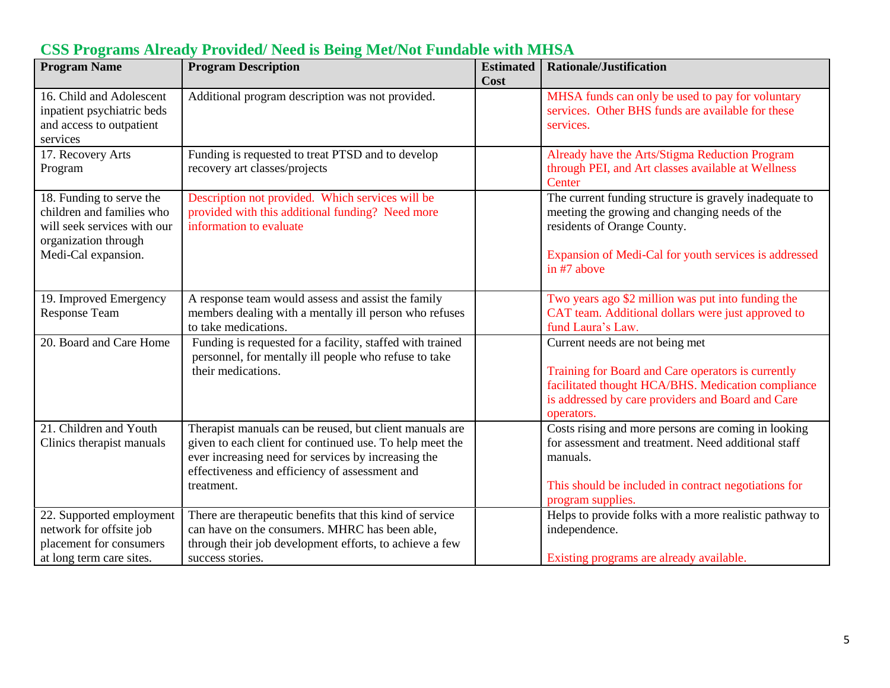## CSS Programs Already Provided/ Need is Being Met/Not Fundable with MHSA

| Program Name | Program Description | Estimated Cost | Rationale/Justification |
|---|---|---|---|
| 16. Child and Adolescent inpatient psychiatric beds and access to outpatient services | Additional program description was not provided. | | MHSA funds can only be used to pay for voluntary services. Other BHS funds are available for these services. |
| 17. Recovery Arts Program | Funding is requested to treat PTSD and to develop recovery art classes/projects | | Already have the Arts/Stigma Reduction Program through PEI, and Art classes available at Wellness Center |
| 18. Funding to serve the children and families who will seek services with our organization through Medi-Cal expansion. | Description not provided. Which services will be provided with this additional funding? Need more information to evaluate | | The current funding structure is gravely inadequate to meeting the growing and changing needs of the residents of Orange County.<br><br>Expansion of Medi-Cal for youth services is addressed in #7 above |
| 19. Improved Emergency Response Team | A response team would assess and assist the family members dealing with a mentally ill person who refuses to take medications. | | Two years ago $2 million was put into funding the CAT team. Additional dollars were just approved to fund Laura's Law. |
| 20. Board and Care Home | Funding is requested for a facility, staffed with trained personnel, for mentally ill people who refuse to take their medications. | | Current needs are not being met<br><br>Training for Board and Care operators is currently facilitated thought HCA/BHS. Medication compliance is addressed by care providers and Board and Care operators. |
| 21. Children and Youth Clinics therapist manuals | Therapist manuals can be reused, but client manuals are given to each client for continued use. To help meet the ever increasing need for services by increasing the effectiveness and efficiency of assessment and treatment. | | Costs rising and more persons are coming in looking for assessment and treatment. Need additional staff manuals.<br><br>This should be included in contract negotiations for program supplies. |
| 22. Supported employment network for offsite job placement for consumers at long term care sites. | There are therapeutic benefits that this kind of service can have on the consumers. MHRC has been able, through their job development efforts, to achieve a few success stories. | | Helps to provide folks with a more realistic pathway to independence.<br><br>Existing programs are already available. |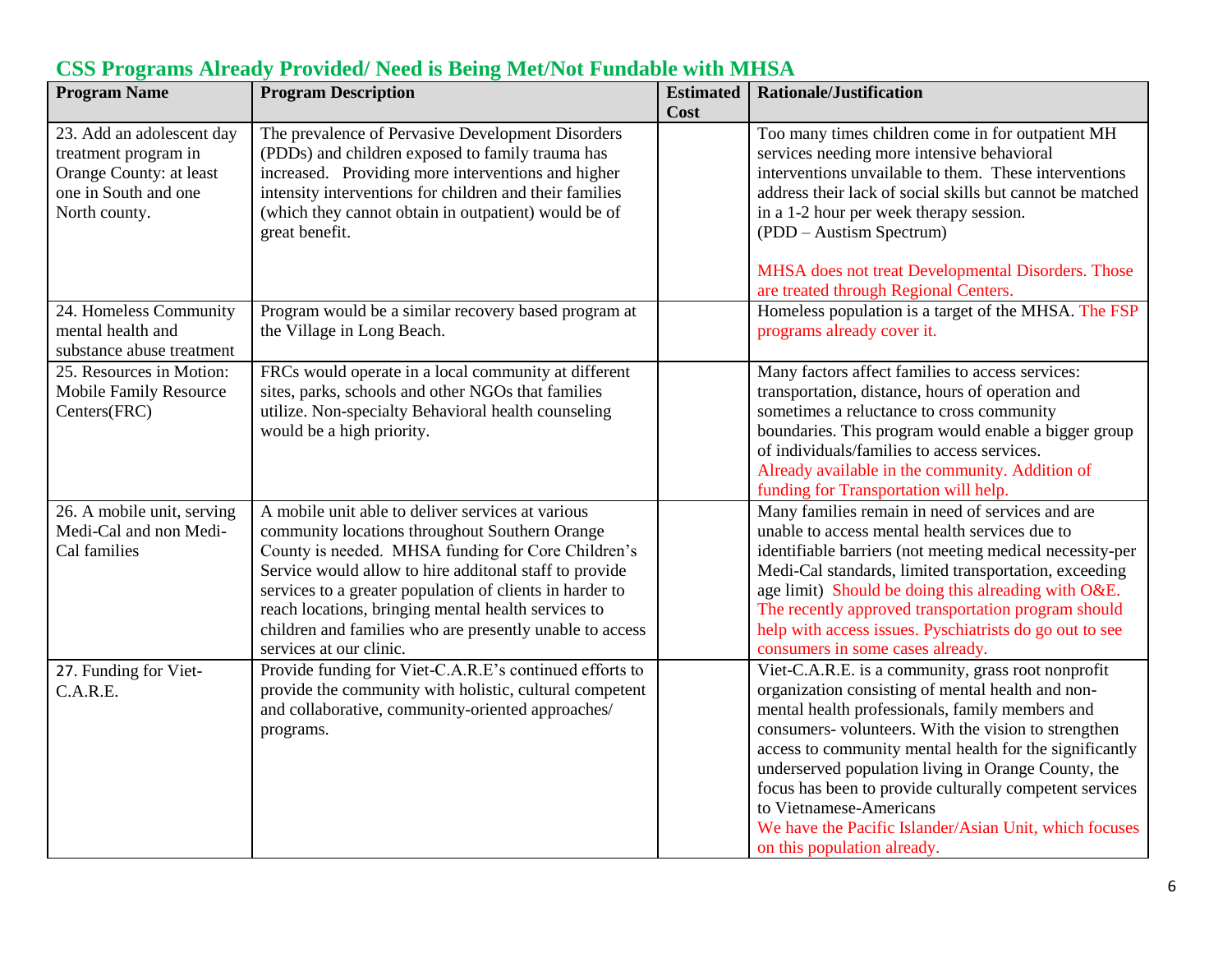## CSS Programs Already Provided/ Need is Being Met/Not Fundable with MHSA

| Program Name | Program Description | Estimated Cost | Rationale/Justification |
|---|---|---|---|
| 23. Add an adolescent day treatment program in Orange County: at least one in South and one North county. | The prevalence of Pervasive Development Disorders (PDDs) and children exposed to family trauma has increased. Providing more interventions and higher intensity interventions for children and their families (which they cannot obtain in outpatient) would be of great benefit. | | Too many times children come in for outpatient MH services needing more intensive behavioral interventions unvailable to them. These interventions address their lack of social skills but cannot be matched in a 1-2 hour per week therapy session. (PDD – Austism Spectrum) MHSA does not treat Developmental Disorders. Those are treated through Regional Centers. |
| 24. Homeless Community mental health and substance abuse treatment | Program would be a similar recovery based program at the Village in Long Beach. | | Homeless population is a target of the MHSA. The FSP programs already cover it. |
| 25. Resources in Motion: Mobile Family Resource Centers(FRC) | FRCs would operate in a local community at different sites, parks, schools and other NGOs that families utilize. Non-specialty Behavioral health counseling would be a high priority. | | Many factors affect families to access services: transportation, distance, hours of operation and sometimes a reluctance to cross community boundaries. This program would enable a bigger group of individuals/families to access services. Already available in the community. Addition of funding for Transportation will help. |
| 26. A mobile unit, serving Medi-Cal and non Medi-Cal families | A mobile unit able to deliver services at various community locations throughout Southern Orange County is needed. MHSA funding for Core Children's Service would allow to hire additonal staff to provide services to a greater population of clients in harder to reach locations, bringing mental health services to children and families who are presently unable to access services at our clinic. | | Many families remain in need of services and are unable to access mental health services due to identifiable barriers (not meeting medical necessity-per Medi-Cal standards, limited transportation, exceeding age limit) Should be doing this alreading with O&E. The recently approved transportation program should help with access issues. Pyschiatrists do go out to see consumers in some cases already. |
| 27. Funding for Viet-C.A.R.E. | Provide funding for Viet-C.A.R.E's continued efforts to provide the community with holistic, cultural competent and collaborative, community-oriented approaches/ programs. | | Viet-C.A.R.E. is a community, grass root nonprofit organization consisting of mental health and non-mental health professionals, family members and consumers- volunteers. With the vision to strengthen access to community mental health for the significantly underserved population living in Orange County, the focus has been to provide culturally competent services to Vietnamese-Americans We have the Pacific Islander/Asian Unit, which focuses on this population already. |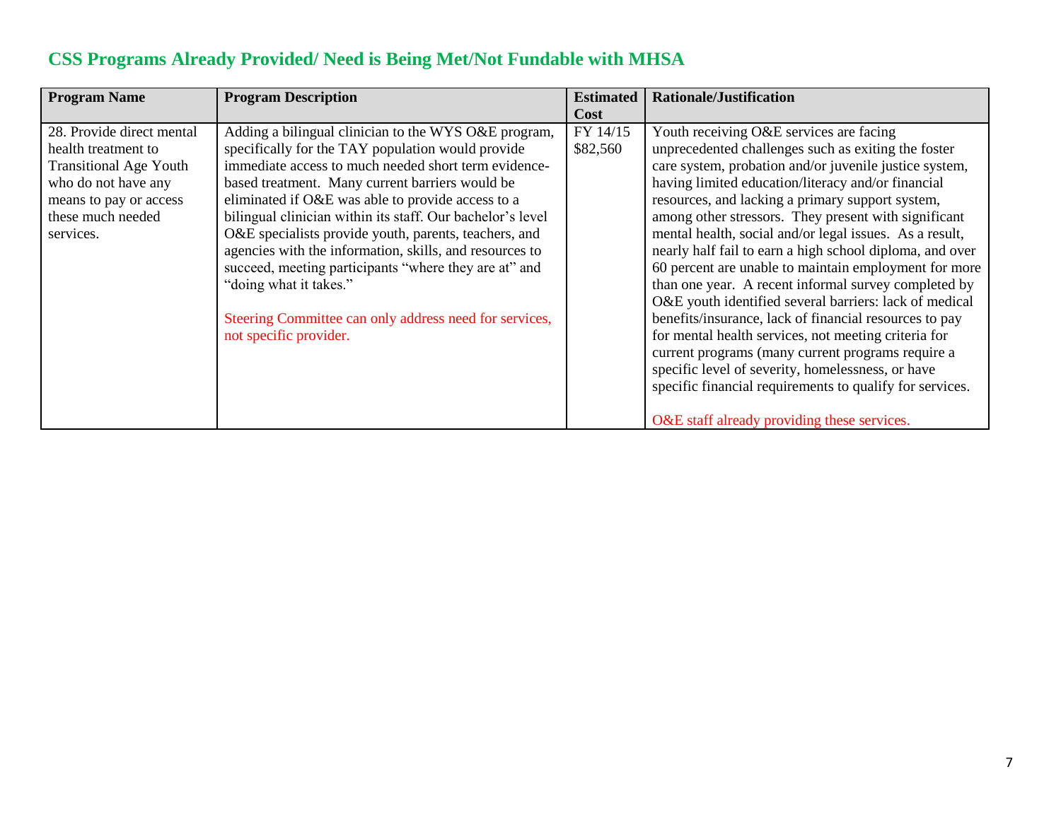## CSS Programs Already Provided/ Need is Being Met/Not Fundable with MHSA

| Program Name | Program Description | Estimated Cost | Rationale/Justification |
|---|---|---|---|
| 28. Provide direct mental health treatment to Transitional Age Youth who do not have any means to pay or access these much needed services. | Adding a bilingual clinician to the WYS O&E program, specifically for the TAY population would provide immediate access to much needed short term evidence-based treatment. Many current barriers would be eliminated if O&E was able to provide access to a bilingual clinician within its staff. Our bachelor's level O&E specialists provide youth, parents, teachers, and agencies with the information, skills, and resources to succeed, meeting participants "where they are at" and "doing what it takes."<br><br>Steering Committee can only address need for services, not specific provider. | FY 14/15 $82,560 | Youth receiving O&E services are facing unprecedented challenges such as exiting the foster care system, probation and/or juvenile justice system, having limited education/literacy and/or financial resources, and lacking a primary support system, among other stressors. They present with significant mental health, social and/or legal issues. As a result, nearly half fail to earn a high school diploma, and over 60 percent are unable to maintain employment for more than one year. A recent informal survey completed by O&E youth identified several barriers: lack of medical benefits/insurance, lack of financial resources to pay for mental health services, not meeting criteria for current programs (many current programs require a specific level of severity, homelessness, or have specific financial requirements to qualify for services.<br><br>O&E staff already providing these services. |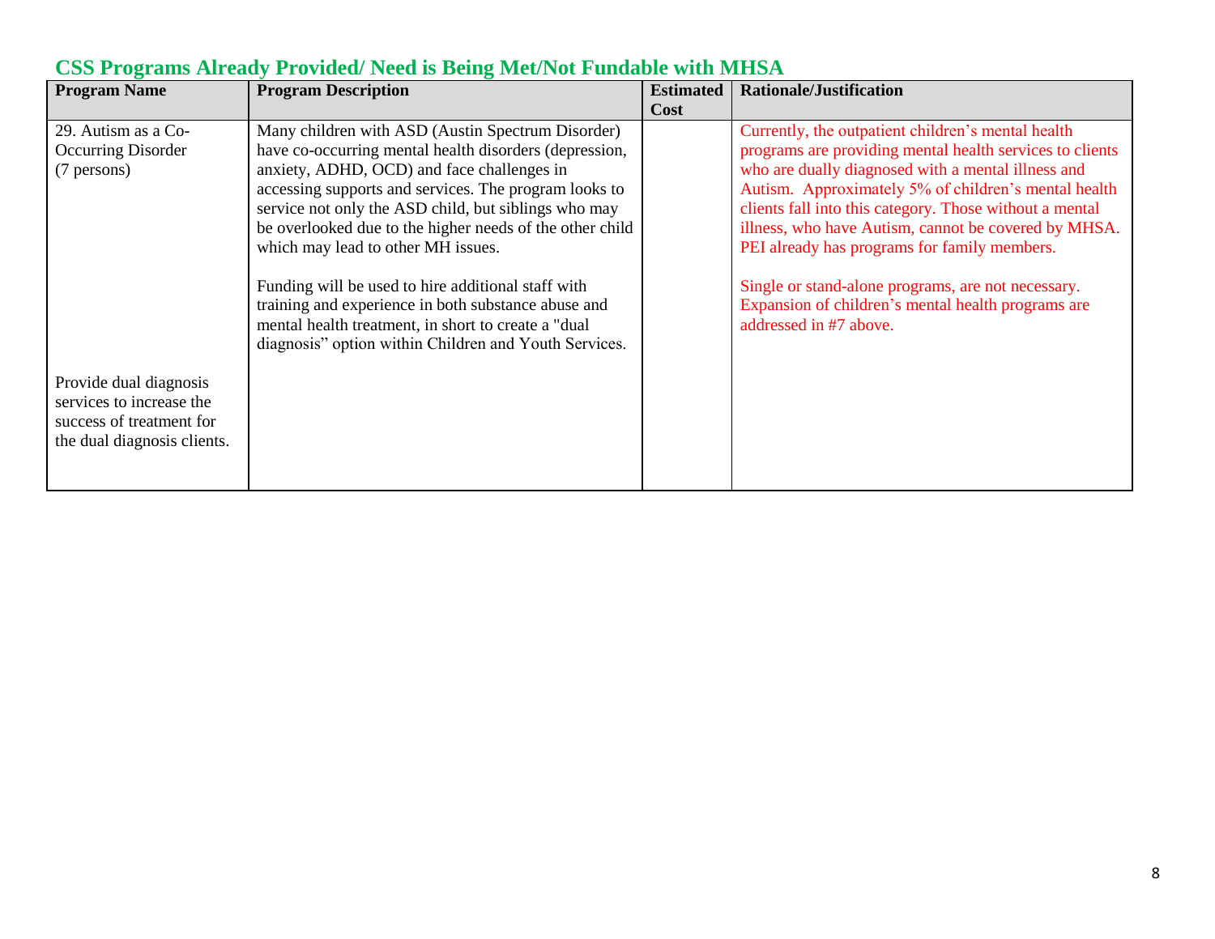## CSS Programs Already Provided/ Need is Being Met/Not Fundable with MHSA

| Program Name | Program Description | Estimated Cost | Rationale/Justification |
|---|---|---|---|
| 29. Autism as a Co-Occurring Disorder (7 persons)<br><br>Provide dual diagnosis services to increase the success of treatment for the dual diagnosis clients. | Many children with ASD (Austin Spectrum Disorder) have co-occurring mental health disorders (depression, anxiety, ADHD, OCD) and face challenges in accessing supports and services. The program looks to service not only the ASD child, but siblings who may be overlooked due to the higher needs of the other child which may lead to other MH issues.<br><br>Funding will be used to hire additional staff with training and experience in both substance abuse and mental health treatment, in short to create a "dual diagnosis" option within Children and Youth Services. | | Currently, the outpatient children's mental health programs are providing mental health services to clients who are dually diagnosed with a mental illness and Autism. Approximately 5% of children's mental health clients fall into this category. Those without a mental illness, who have Autism, cannot be covered by MHSA. PEI already has programs for family members.<br><br>Single or stand-alone programs, are not necessary. Expansion of children's mental health programs are addressed in #7 above. |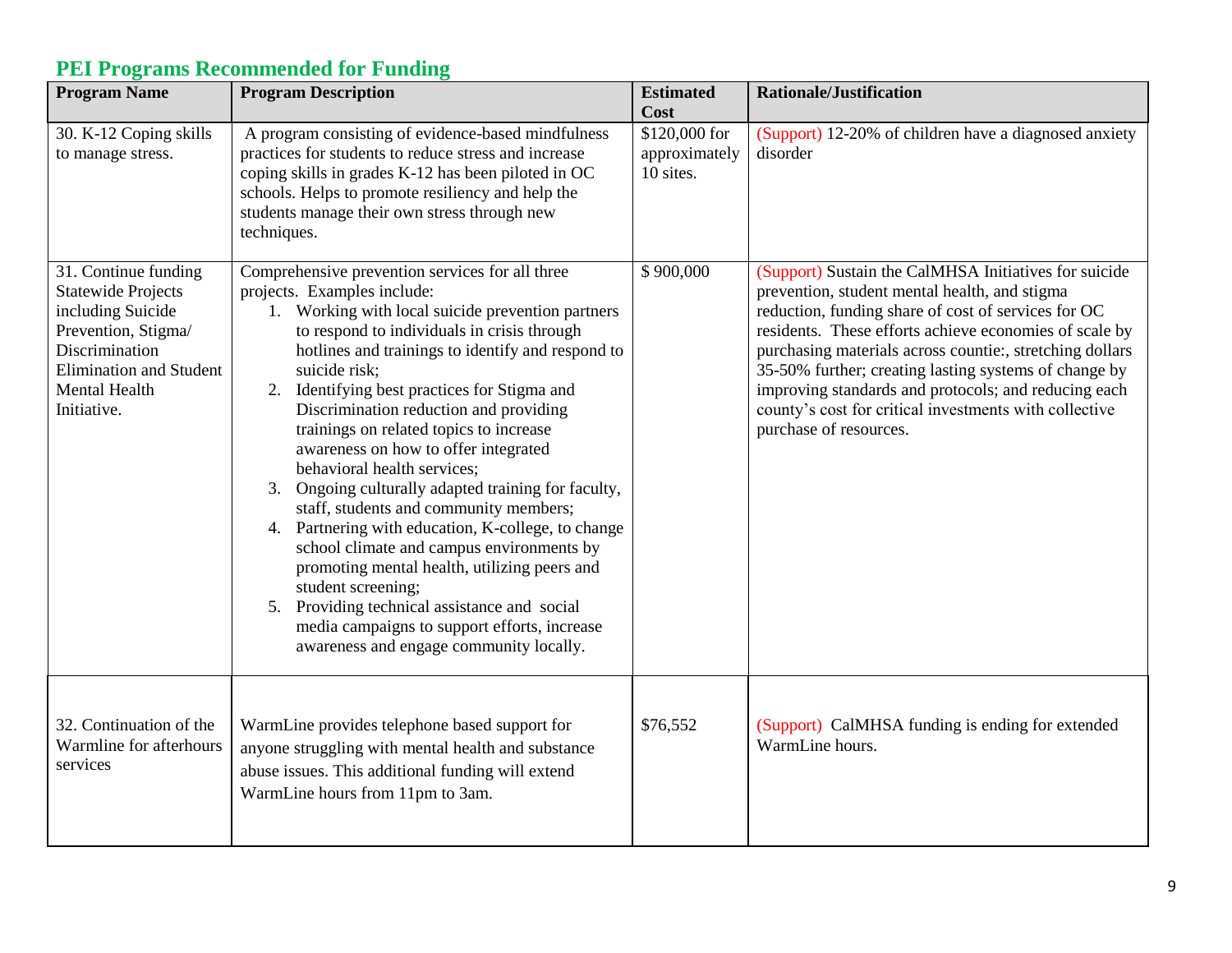## PEI Programs Recommended for Funding

| Program Name | Program Description | Estimated Cost | Rationale/Justification |
|---|---|---|---|
| 30. K-12 Coping skills to manage stress. | A program consisting of evidence-based mindfulness practices for students to reduce stress and increase coping skills in grades K-12 has been piloted in OC schools. Helps to promote resiliency and help the students manage their own stress through new techniques. | \$120,000 for approximately 10 sites. | (Support) 12-20% of children have a diagnosed anxiety disorder |
| 31. Continue funding Statewide Projects including Suicide Prevention, Stigma/ Discrimination Elimination and Student Mental Health Initiative. | Comprehensive prevention services for all three projects. Examples include: 1. Working with local suicide prevention partners to respond to individuals in crisis through hotlines and trainings to identify and respond to suicide risk; 2. Identifying best practices for Stigma and Discrimination reduction and providing trainings on related topics to increase awareness on how to offer integrated behavioral health services; 3. Ongoing culturally adapted training for faculty, staff, students and community members; 4. Partnering with education, K-college, to change school climate and campus environments by promoting mental health, utilizing peers and student screening; 5. Providing technical assistance and social media campaigns to support efforts, increase awareness and engage community locally. | \$ 900,000 | (Support) Sustain the CalMHSA Initiatives for suicide prevention, student mental health, and stigma reduction, funding share of cost of services for OC residents. These efforts achieve economies of scale by purchasing materials across countie:, stretching dollars 35-50% further; creating lasting systems of change by improving standards and protocols; and reducing each county's cost for critical investments with collective purchase of resources. |
| 32. Continuation of the Warmline for afterhours services | WarmLine provides telephone based support for anyone struggling with mental health and substance abuse issues. This additional funding will extend WarmLine hours from 11pm to 3am. | \$76,552 | (Support) CalMHSA funding is ending for extended WarmLine hours. |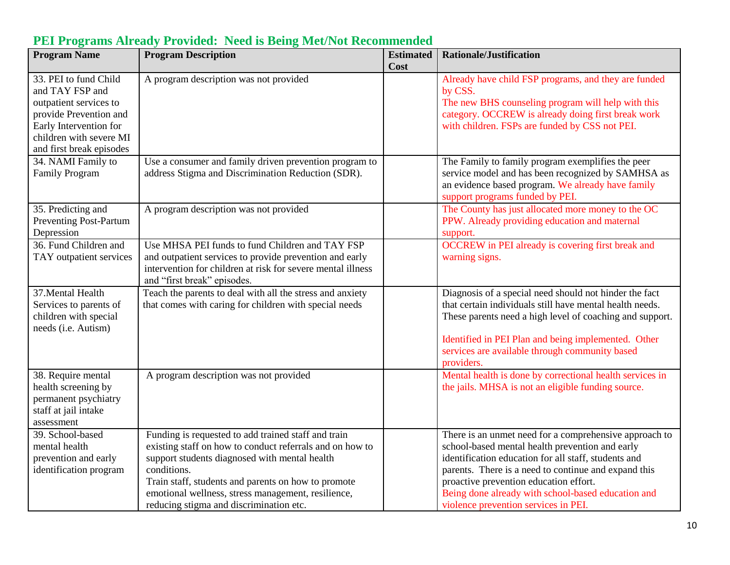## PEI Programs Already Provided: Need is Being Met/Not Recommended

| Program Name | Program Description | Estimated Cost | Rationale/Justification |
|---|---|---|---|
| 33. PEI to fund Child and TAY FSP and outpatient services to provide Prevention and Early Intervention for children with severe MI and first break episodes | A program description was not provided | | Already have child FSP programs, and they are funded by CSS.<br>The new BHS counseling program will help with this category. OCCREW is already doing first break work with children. FSPs are funded by CSS not PEI. |
| 34. NAMI Family to Family Program | Use a consumer and family driven prevention program to address Stigma and Discrimination Reduction (SDR). | | The Family to family program exemplifies the peer service model and has been recognized by SAMHSA as an evidence based program. We already have family support programs funded by PEI. |
| 35. Predicting and Preventing Post-Partum Depression | A program description was not provided | | The County has just allocated more money to the OC PPW. Already providing education and maternal support. |
| 36. Fund Children and TAY outpatient services | Use MHSA PEI funds to fund Children and TAY FSP and outpatient services to provide prevention and early intervention for children at risk for severe mental illness and "first break" episodes. | | OCCREW in PEI already is covering first break and warning signs. |
| 37.Mental Health Services to parents of children with special needs (i.e. Autism) | Teach the parents to deal with all the stress and anxiety that comes with caring for children with special needs | | Diagnosis of a special need should not hinder the fact that certain individuals still have mental health needs. These parents need a high level of coaching and support.<br><br>Identified in PEI Plan and being implemented. Other services are available through community based providers. |
| 38. Require mental health screening by permanent psychiatry staff at jail intake assessment | A program description was not provided | | Mental health is done by correctional health services in the jails. MHSA is not an eligible funding source. |
| 39. School-based mental health prevention and early identification program | Funding is requested to add trained staff and train existing staff on how to conduct referrals and on how to support students diagnosed with mental health conditions.<br>Train staff, students and parents on how to promote emotional wellness, stress management, resilience, reducing stigma and discrimination etc. | | There is an unmet need for a comprehensive approach to school-based mental health prevention and early identification education for all staff, students and parents. There is a need to continue and expand this proactive prevention education effort.<br>Being done already with school-based education and violence prevention services in PEI. |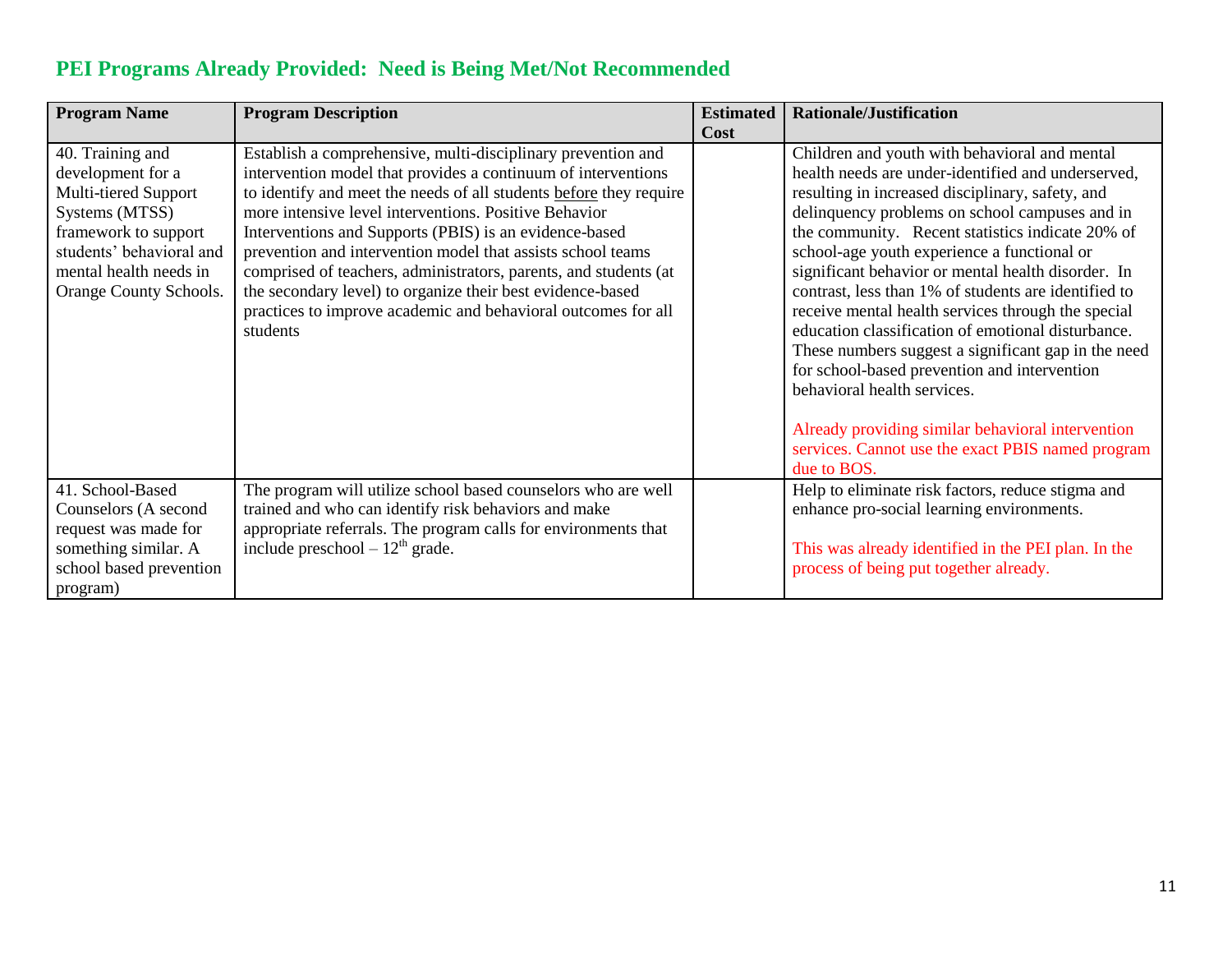## PEI Programs Already Provided: Need is Being Met/Not Recommended

| Program Name | Program Description | Estimated Cost | Rationale/Justification |
|---|---|---|---|
| 40. Training and development for a Multi-tiered Support Systems (MTSS) framework to support students' behavioral and mental health needs in Orange County Schools. | Establish a comprehensive, multi-disciplinary prevention and intervention model that provides a continuum of interventions to identify and meet the needs of all students before they require more intensive level interventions. Positive Behavior Interventions and Supports (PBIS) is an evidence-based prevention and intervention model that assists school teams comprised of teachers, administrators, parents, and students (at the secondary level) to organize their best evidence-based practices to improve academic and behavioral outcomes for all students | | Children and youth with behavioral and mental health needs are under-identified and underserved, resulting in increased disciplinary, safety, and delinquency problems on school campuses and in the community. Recent statistics indicate 20% of school-age youth experience a functional or significant behavior or mental health disorder. In contrast, less than 1% of students are identified to receive mental health services through the special education classification of emotional disturbance. These numbers suggest a significant gap in the need for school-based prevention and intervention behavioral health services.<br><br>Already providing similar behavioral intervention services. Cannot use the exact PBIS named program due to BOS. |
| 41. School-Based Counselors (A second request was made for something similar. A school based prevention program) | The program will utilize school based counselors who are well trained and who can identify risk behaviors and make appropriate referrals. The program calls for environments that include preschool – 12th grade. | | Help to eliminate risk factors, reduce stigma and enhance pro-social learning environments.<br><br>This was already identified in the PEI plan. In the process of being put together already. |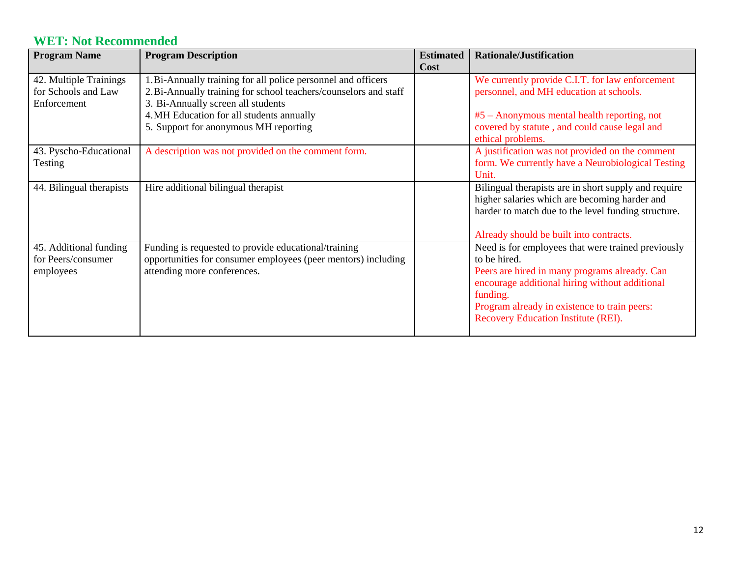## WET: Not Recommended

| Program Name | Program Description | Estimated Cost | Rationale/Justification |
|---|---|---|---|
| 42. Multiple Trainings for Schools and Law Enforcement | 1.Bi-Annually training for all police personnel and officers<br>2.Bi-Annually training for school teachers/counselors and staff<br>3. Bi-Annually screen all students<br>4.MH Education for all students annually<br>5. Support for anonymous MH reporting | | We currently provide C.I.T. for law enforcement personnel, and MH education at schools.<br><br>#5 – Anonymous mental health reporting, not covered by statute , and could cause legal and ethical problems. |
| 43. Pyscho-Educational Testing | A description was not provided on the comment form. | | A justification was not provided on the comment form. We currently have a Neurobiological Testing Unit. |
| 44. Bilingual therapists | Hire additional bilingual therapist | | Bilingual therapists are in short supply and require higher salaries which are becoming harder and harder to match due to the level funding structure.<br><br>Already should be built into contracts. |
| 45. Additional funding for Peers/consumer employees | Funding is requested to provide educational/training opportunities for consumer employees (peer mentors) including attending more conferences. | | Need is for employees that were trained previously to be hired.<br>Peers are hired in many programs already. Can encourage additional hiring without additional funding.<br>Program already in existence to train peers: Recovery Education Institute (REI). |